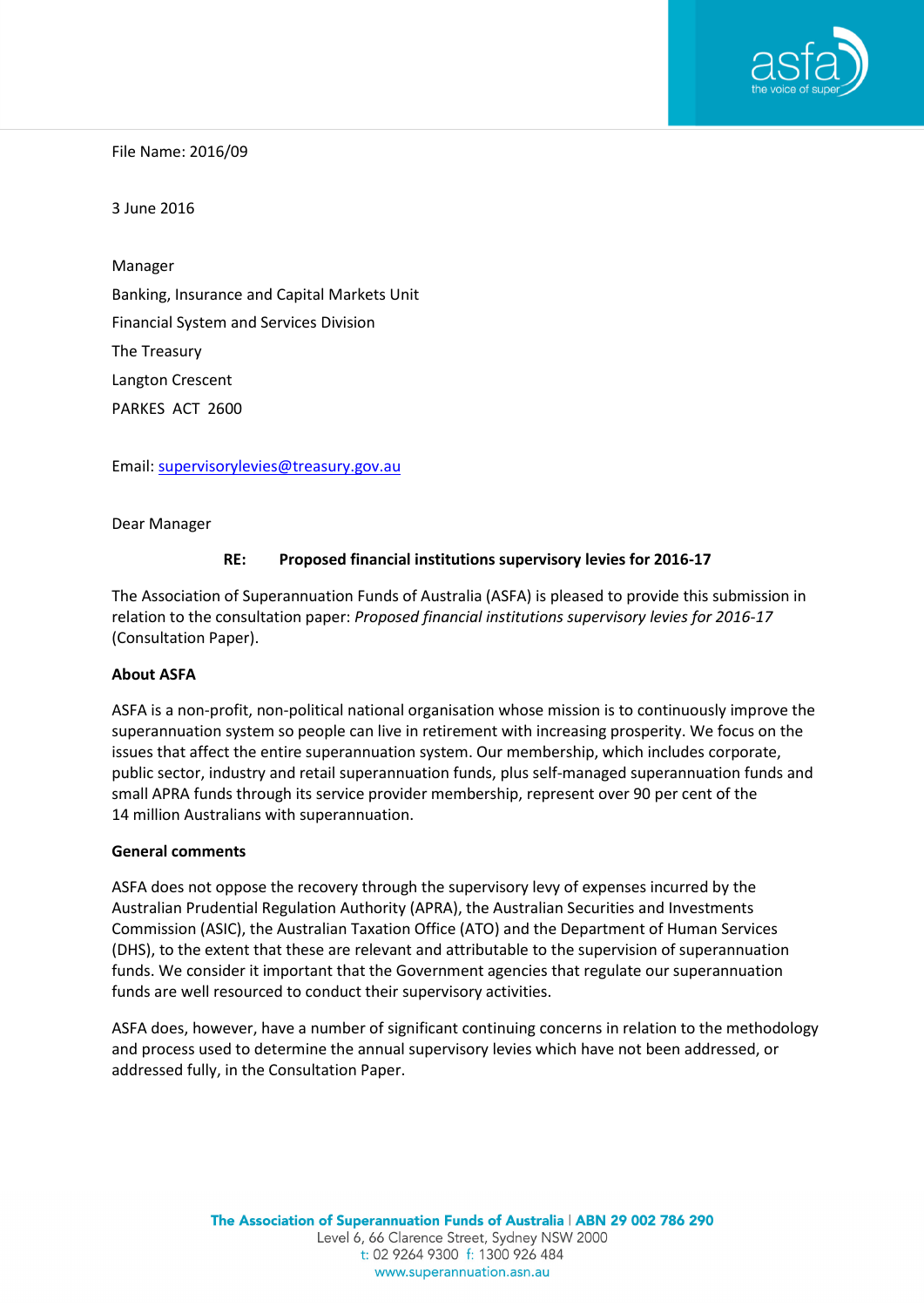File Name: 2016/09

3 June 2016

Manager
Banking, Insurance and Capital Markets Unit
Financial System and Services Division
The Treasury
Langton Crescent
PARKES ACT 2600

Email: supervisorylevies@treasury.gov.au

Dear Manager

**RE: Proposed financial institutions supervisory levies for 2016-17**

The Association of Superannuation Funds of Australia (ASFA) is pleased to provide this submission in relation to the consultation paper: *Proposed financial institutions supervisory levies for 2016-17* (Consultation Paper).

**About ASFA**

ASFA is a non-profit, non-political national organisation whose mission is to continuously improve the superannuation system so people can live in retirement with increasing prosperity. We focus on the issues that affect the entire superannuation system. Our membership, which includes corporate, public sector, industry and retail superannuation funds, plus self-managed superannuation funds and small APRA funds through its service provider membership, represent over 90 per cent of the 14 million Australians with superannuation.

**General comments**

ASFA does not oppose the recovery through the supervisory levy of expenses incurred by the Australian Prudential Regulation Authority (APRA), the Australian Securities and Investments Commission (ASIC), the Australian Taxation Office (ATO) and the Department of Human Services (DHS), to the extent that these are relevant and attributable to the supervision of superannuation funds. We consider it important that the Government agencies that regulate our superannuation funds are well resourced to conduct their supervisory activities.

ASFA does, however, have a number of significant continuing concerns in relation to the methodology and process used to determine the annual supervisory levies which have not been addressed, or addressed fully, in the Consultation Paper.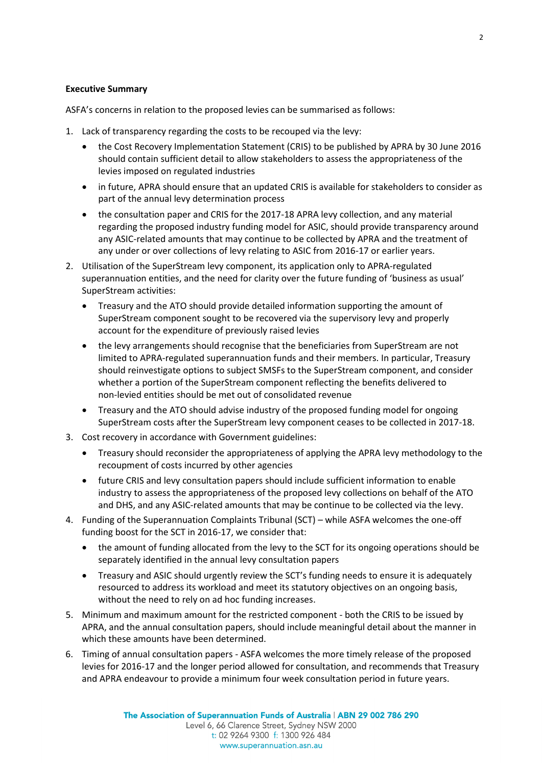**Executive Summary**

ASFA's concerns in relation to the proposed levies can be summarised as follows:

1. Lack of transparency regarding the costs to be recouped via the levy:
   - the Cost Recovery Implementation Statement (CRIS) to be published by APRA by 30 June 2016 should contain sufficient detail to allow stakeholders to assess the appropriateness of the levies imposed on regulated industries
   - in future, APRA should ensure that an updated CRIS is available for stakeholders to consider as part of the annual levy determination process
   - the consultation paper and CRIS for the 2017-18 APRA levy collection, and any material regarding the proposed industry funding model for ASIC, should provide transparency around any ASIC-related amounts that may continue to be collected by APRA and the treatment of any under or over collections of levy relating to ASIC from 2016-17 or earlier years.
2. Utilisation of the SuperStream levy component, its application only to APRA-regulated superannuation entities, and the need for clarity over the future funding of 'business as usual' SuperStream activities:
   - Treasury and the ATO should provide detailed information supporting the amount of SuperStream component sought to be recovered via the supervisory levy and properly account for the expenditure of previously raised levies
   - the levy arrangements should recognise that the beneficiaries from SuperStream are not limited to APRA-regulated superannuation funds and their members. In particular, Treasury should reinvestigate options to subject SMSFs to the SuperStream component, and consider whether a portion of the SuperStream component reflecting the benefits delivered to non-levied entities should be met out of consolidated revenue
   - Treasury and the ATO should advise industry of the proposed funding model for ongoing SuperStream costs after the SuperStream levy component ceases to be collected in 2017-18.
3. Cost recovery in accordance with Government guidelines:
   - Treasury should reconsider the appropriateness of applying the APRA levy methodology to the recoupment of costs incurred by other agencies
   - future CRIS and levy consultation papers should include sufficient information to enable industry to assess the appropriateness of the proposed levy collections on behalf of the ATO and DHS, and any ASIC-related amounts that may be continue to be collected via the levy.
4. Funding of the Superannuation Complaints Tribunal (SCT) – while ASFA welcomes the one-off funding boost for the SCT in 2016-17, we consider that:
   - the amount of funding allocated from the levy to the SCT for its ongoing operations should be separately identified in the annual levy consultation papers
   - Treasury and ASIC should urgently review the SCT's funding needs to ensure it is adequately resourced to address its workload and meet its statutory objectives on an ongoing basis, without the need to rely on ad hoc funding increases.
5. Minimum and maximum amount for the restricted component - both the CRIS to be issued by APRA, and the annual consultation papers, should include meaningful detail about the manner in which these amounts have been determined.
6. Timing of annual consultation papers - ASFA welcomes the more timely release of the proposed levies for 2016-17 and the longer period allowed for consultation, and recommends that Treasury and APRA endeavour to provide a minimum four week consultation period in future years.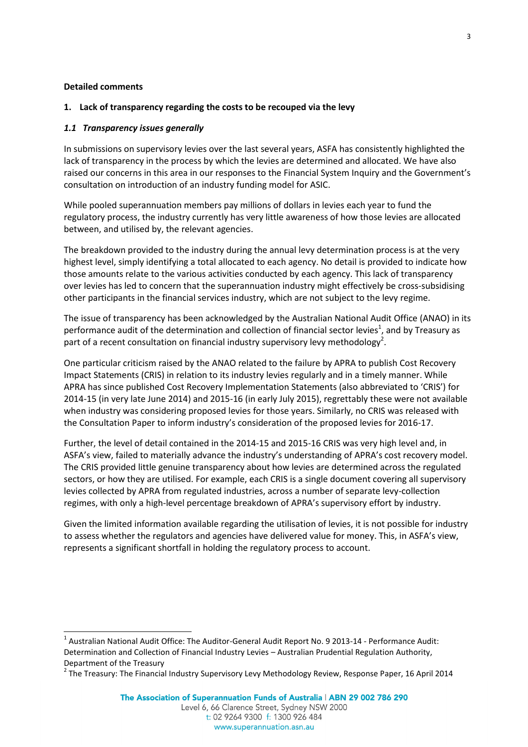**Detailed comments**

## 1. Lack of transparency regarding the costs to be recouped via the levy

### *1.1 Transparency issues generally*

In submissions on supervisory levies over the last several years, ASFA has consistently highlighted the lack of transparency in the process by which the levies are determined and allocated. We have also raised our concerns in this area in our responses to the Financial System Inquiry and the Government's consultation on introduction of an industry funding model for ASIC.

While pooled superannuation members pay millions of dollars in levies each year to fund the regulatory process, the industry currently has very little awareness of how those levies are allocated between, and utilised by, the relevant agencies.

The breakdown provided to the industry during the annual levy determination process is at the very highest level, simply identifying a total allocated to each agency. No detail is provided to indicate how those amounts relate to the various activities conducted by each agency. This lack of transparency over levies has led to concern that the superannuation industry might effectively be cross-subsidising other participants in the financial services industry, which are not subject to the levy regime.

The issue of transparency has been acknowledged by the Australian National Audit Office (ANAO) in its performance audit of the determination and collection of financial sector levies[1], and by Treasury as part of a recent consultation on financial industry supervisory levy methodology[2].

One particular criticism raised by the ANAO related to the failure by APRA to publish Cost Recovery Impact Statements (CRIS) in relation to its industry levies regularly and in a timely manner. While APRA has since published Cost Recovery Implementation Statements (also abbreviated to 'CRIS') for 2014-15 (in very late June 2014) and 2015-16 (in early July 2015), regrettably these were not available when industry was considering proposed levies for those years. Similarly, no CRIS was released with the Consultation Paper to inform industry's consideration of the proposed levies for 2016-17.

Further, the level of detail contained in the 2014-15 and 2015-16 CRIS was very high level and, in ASFA's view, failed to materially advance the industry's understanding of APRA's cost recovery model. The CRIS provided little genuine transparency about how levies are determined across the regulated sectors, or how they are utilised. For example, each CRIS is a single document covering all supervisory levies collected by APRA from regulated industries, across a number of separate levy-collection regimes, with only a high-level percentage breakdown of APRA's supervisory effort by industry.

Given the limited information available regarding the utilisation of levies, it is not possible for industry to assess whether the regulators and agencies have delivered value for money. This, in ASFA's view, represents a significant shortfall in holding the regulatory process to account.

---

[1] Australian National Audit Office: The Auditor-General Audit Report No. 9 2013-14 - Performance Audit: Determination and Collection of Financial Industry Levies – Australian Prudential Regulation Authority, Department of the Treasury

[2] The Treasury: The Financial Industry Supervisory Levy Methodology Review, Response Paper, 16 April 2014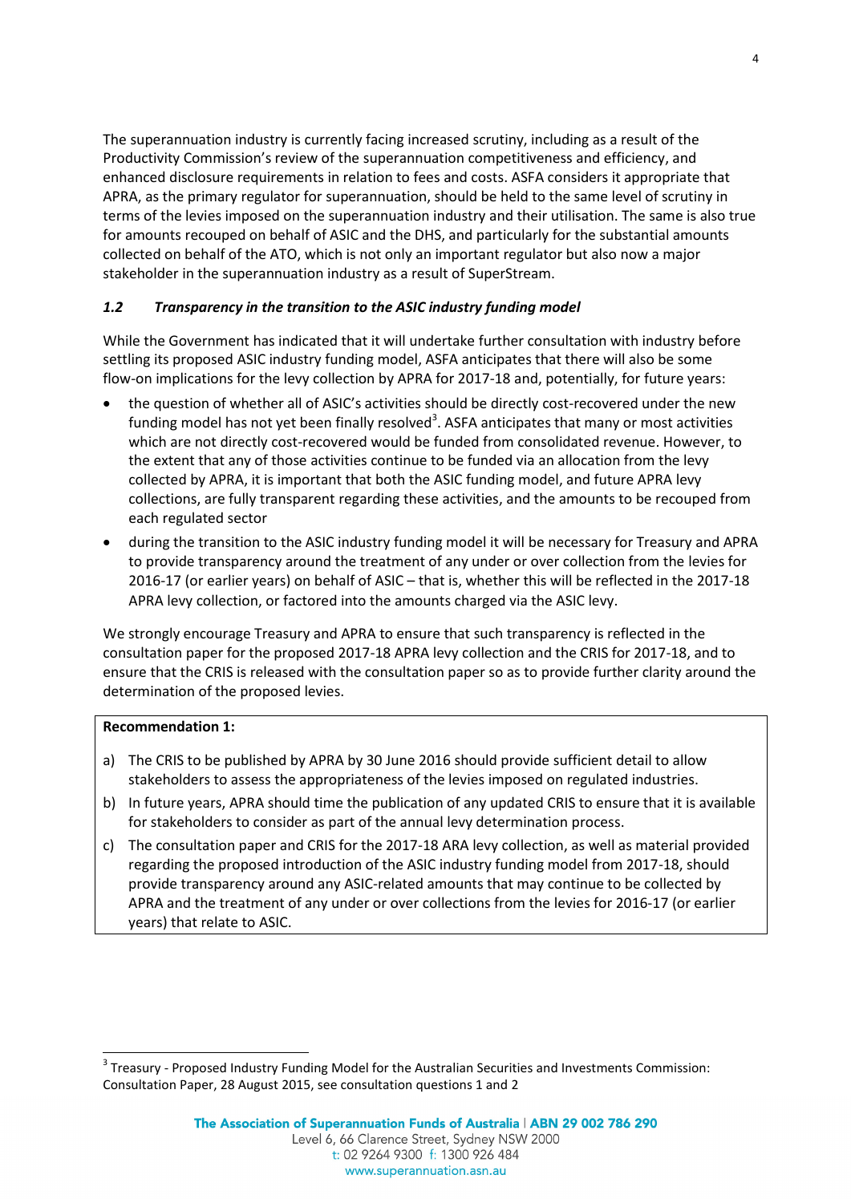The superannuation industry is currently facing increased scrutiny, including as a result of the Productivity Commission's review of the superannuation competitiveness and efficiency, and enhanced disclosure requirements in relation to fees and costs. ASFA considers it appropriate that APRA, as the primary regulator for superannuation, should be held to the same level of scrutiny in terms of the levies imposed on the superannuation industry and their utilisation. The same is also true for amounts recouped on behalf of ASIC and the DHS, and particularly for the substantial amounts collected on behalf of the ATO, which is not only an important regulator but also now a major stakeholder in the superannuation industry as a result of SuperStream.

### *1.2 Transparency in the transition to the ASIC industry funding model*

While the Government has indicated that it will undertake further consultation with industry before settling its proposed ASIC industry funding model, ASFA anticipates that there will also be some flow-on implications for the levy collection by APRA for 2017-18 and, potentially, for future years:

- the question of whether all of ASIC's activities should be directly cost-recovered under the new funding model has not yet been finally resolved[3]. ASFA anticipates that many or most activities which are not directly cost-recovered would be funded from consolidated revenue. However, to the extent that any of those activities continue to be funded via an allocation from the levy collected by APRA, it is important that both the ASIC funding model, and future APRA levy collections, are fully transparent regarding these activities, and the amounts to be recouped from each regulated sector
- during the transition to the ASIC industry funding model it will be necessary for Treasury and APRA to provide transparency around the treatment of any under or over collection from the levies for 2016-17 (or earlier years) on behalf of ASIC – that is, whether this will be reflected in the 2017-18 APRA levy collection, or factored into the amounts charged via the ASIC levy.

We strongly encourage Treasury and APRA to ensure that such transparency is reflected in the consultation paper for the proposed 2017-18 APRA levy collection and the CRIS for 2017-18, and to ensure that the CRIS is released with the consultation paper so as to provide further clarity around the determination of the proposed levies.

**Recommendation 1:**

a) The CRIS to be published by APRA by 30 June 2016 should provide sufficient detail to allow stakeholders to assess the appropriateness of the levies imposed on regulated industries.

b) In future years, APRA should time the publication of any updated CRIS to ensure that it is available for stakeholders to consider as part of the annual levy determination process.

c) The consultation paper and CRIS for the 2017-18 ARA levy collection, as well as material provided regarding the proposed introduction of the ASIC industry funding model from 2017-18, should provide transparency around any ASIC-related amounts that may continue to be collected by APRA and the treatment of any under or over collections from the levies for 2016-17 (or earlier years) that relate to ASIC.

---

[3] Treasury - Proposed Industry Funding Model for the Australian Securities and Investments Commission: Consultation Paper, 28 August 2015, see consultation questions 1 and 2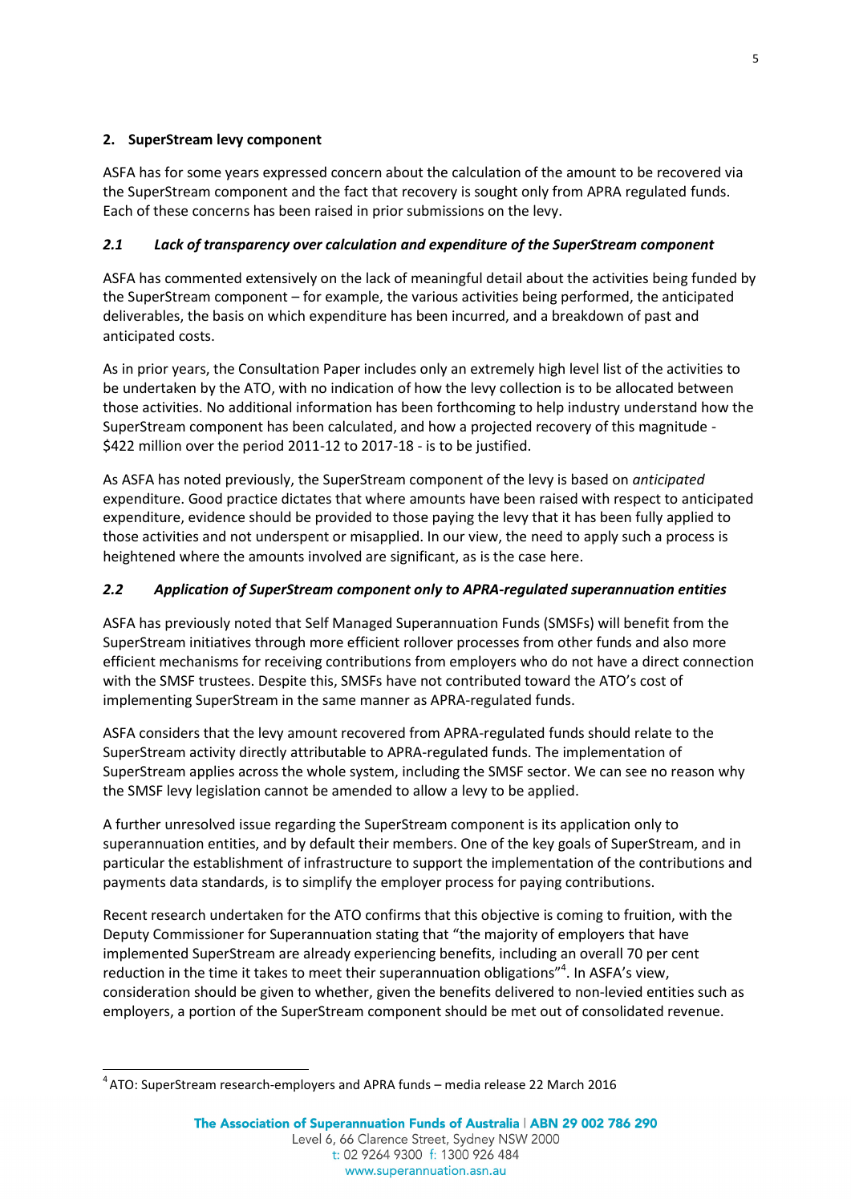## 2. SuperStream levy component

ASFA has for some years expressed concern about the calculation of the amount to be recovered via the SuperStream component and the fact that recovery is sought only from APRA regulated funds. Each of these concerns has been raised in prior submissions on the levy.

### *2.1 Lack of transparency over calculation and expenditure of the SuperStream component*

ASFA has commented extensively on the lack of meaningful detail about the activities being funded by the SuperStream component – for example, the various activities being performed, the anticipated deliverables, the basis on which expenditure has been incurred, and a breakdown of past and anticipated costs.

As in prior years, the Consultation Paper includes only an extremely high level list of the activities to be undertaken by the ATO, with no indication of how the levy collection is to be allocated between those activities. No additional information has been forthcoming to help industry understand how the SuperStream component has been calculated, and how a projected recovery of this magnitude - $422 million over the period 2011-12 to 2017-18 - is to be justified.

As ASFA has noted previously, the SuperStream component of the levy is based on *anticipated* expenditure. Good practice dictates that where amounts have been raised with respect to anticipated expenditure, evidence should be provided to those paying the levy that it has been fully applied to those activities and not underspent or misapplied. In our view, the need to apply such a process is heightened where the amounts involved are significant, as is the case here.

### *2.2 Application of SuperStream component only to APRA-regulated superannuation entities*

ASFA has previously noted that Self Managed Superannuation Funds (SMSFs) will benefit from the SuperStream initiatives through more efficient rollover processes from other funds and also more efficient mechanisms for receiving contributions from employers who do not have a direct connection with the SMSF trustees. Despite this, SMSFs have not contributed toward the ATO's cost of implementing SuperStream in the same manner as APRA-regulated funds.

ASFA considers that the levy amount recovered from APRA-regulated funds should relate to the SuperStream activity directly attributable to APRA-regulated funds. The implementation of SuperStream applies across the whole system, including the SMSF sector. We can see no reason why the SMSF levy legislation cannot be amended to allow a levy to be applied.

A further unresolved issue regarding the SuperStream component is its application only to superannuation entities, and by default their members. One of the key goals of SuperStream, and in particular the establishment of infrastructure to support the implementation of the contributions and payments data standards, is to simplify the employer process for paying contributions.

Recent research undertaken for the ATO confirms that this objective is coming to fruition, with the Deputy Commissioner for Superannuation stating that "the majority of employers that have implemented SuperStream are already experiencing benefits, including an overall 70 per cent reduction in the time it takes to meet their superannuation obligations"[4]. In ASFA's view, consideration should be given to whether, given the benefits delivered to non-levied entities such as employers, a portion of the SuperStream component should be met out of consolidated revenue.

---

[4] ATO: SuperStream research-employers and APRA funds – media release 22 March 2016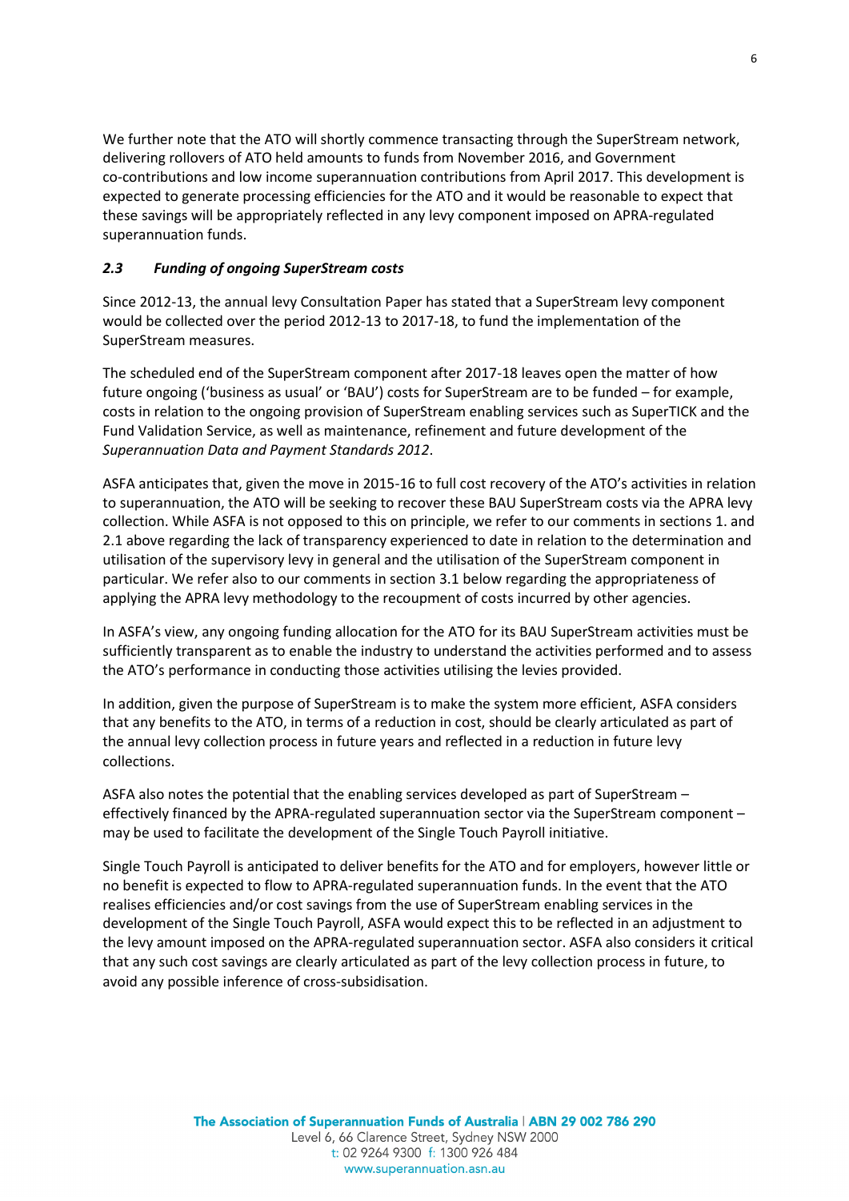We further note that the ATO will shortly commence transacting through the SuperStream network, delivering rollovers of ATO held amounts to funds from November 2016, and Government co-contributions and low income superannuation contributions from April 2017. This development is expected to generate processing efficiencies for the ATO and it would be reasonable to expect that these savings will be appropriately reflected in any levy component imposed on APRA-regulated superannuation funds.

### *2.3 Funding of ongoing SuperStream costs*

Since 2012-13, the annual levy Consultation Paper has stated that a SuperStream levy component would be collected over the period 2012-13 to 2017-18, to fund the implementation of the SuperStream measures.

The scheduled end of the SuperStream component after 2017-18 leaves open the matter of how future ongoing ('business as usual' or 'BAU') costs for SuperStream are to be funded – for example, costs in relation to the ongoing provision of SuperStream enabling services such as SuperTICK and the Fund Validation Service, as well as maintenance, refinement and future development of the *Superannuation Data and Payment Standards 2012*.

ASFA anticipates that, given the move in 2015-16 to full cost recovery of the ATO's activities in relation to superannuation, the ATO will be seeking to recover these BAU SuperStream costs via the APRA levy collection. While ASFA is not opposed to this on principle, we refer to our comments in sections 1. and 2.1 above regarding the lack of transparency experienced to date in relation to the determination and utilisation of the supervisory levy in general and the utilisation of the SuperStream component in particular. We refer also to our comments in section 3.1 below regarding the appropriateness of applying the APRA levy methodology to the recoupment of costs incurred by other agencies.

In ASFA's view, any ongoing funding allocation for the ATO for its BAU SuperStream activities must be sufficiently transparent as to enable the industry to understand the activities performed and to assess the ATO's performance in conducting those activities utilising the levies provided.

In addition, given the purpose of SuperStream is to make the system more efficient, ASFA considers that any benefits to the ATO, in terms of a reduction in cost, should be clearly articulated as part of the annual levy collection process in future years and reflected in a reduction in future levy collections.

ASFA also notes the potential that the enabling services developed as part of SuperStream – effectively financed by the APRA-regulated superannuation sector via the SuperStream component – may be used to facilitate the development of the Single Touch Payroll initiative.

Single Touch Payroll is anticipated to deliver benefits for the ATO and for employers, however little or no benefit is expected to flow to APRA-regulated superannuation funds. In the event that the ATO realises efficiencies and/or cost savings from the use of SuperStream enabling services in the development of the Single Touch Payroll, ASFA would expect this to be reflected in an adjustment to the levy amount imposed on the APRA-regulated superannuation sector. ASFA also considers it critical that any such cost savings are clearly articulated as part of the levy collection process in future, to avoid any possible inference of cross-subsidisation.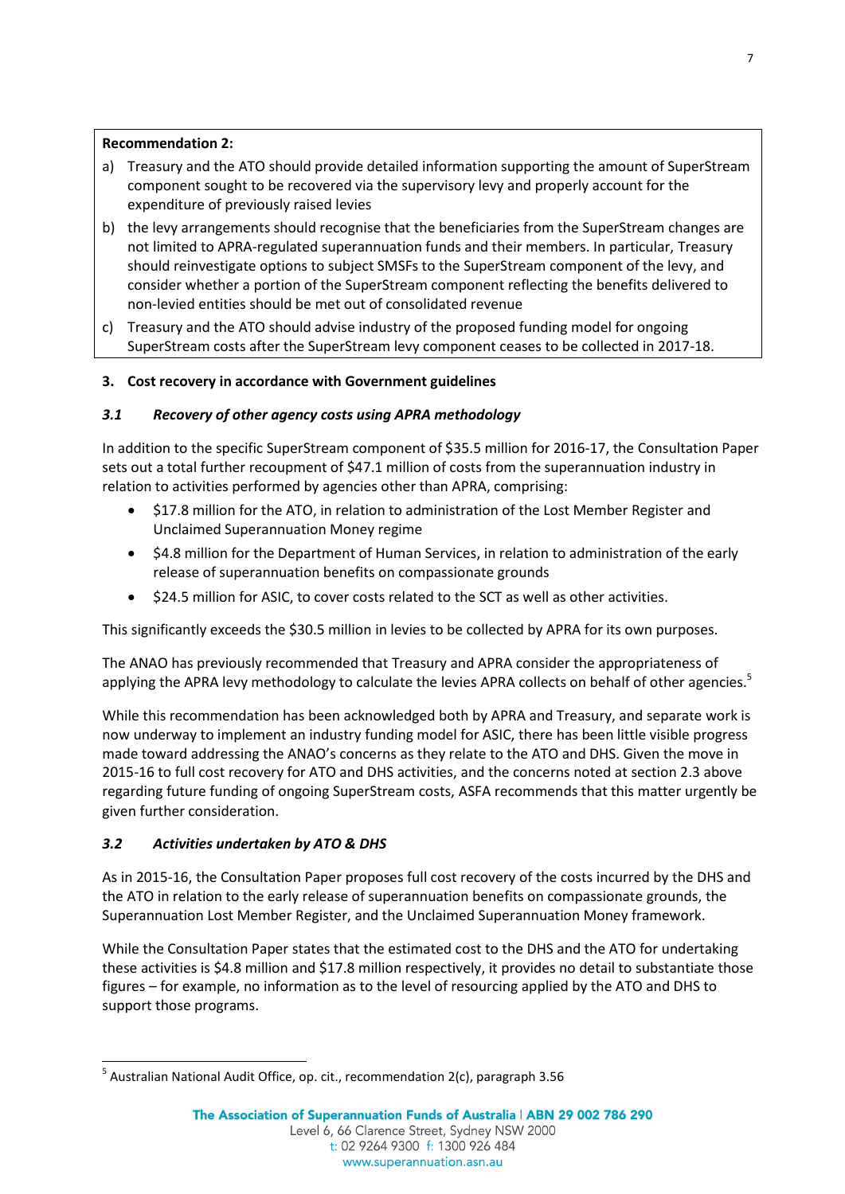**Recommendation 2:**

a) Treasury and the ATO should provide detailed information supporting the amount of SuperStream component sought to be recovered via the supervisory levy and properly account for the expenditure of previously raised levies

b) the levy arrangements should recognise that the beneficiaries from the SuperStream changes are not limited to APRA-regulated superannuation funds and their members. In particular, Treasury should reinvestigate options to subject SMSFs to the SuperStream component of the levy, and consider whether a portion of the SuperStream component reflecting the benefits delivered to non-levied entities should be met out of consolidated revenue

c) Treasury and the ATO should advise industry of the proposed funding model for ongoing SuperStream costs after the SuperStream levy component ceases to be collected in 2017-18.

## 3. Cost recovery in accordance with Government guidelines

### *3.1 Recovery of other agency costs using APRA methodology*

In addition to the specific SuperStream component of $35.5 million for 2016-17, the Consultation Paper sets out a total further recoupment of $47.1 million of costs from the superannuation industry in relation to activities performed by agencies other than APRA, comprising:

- $17.8 million for the ATO, in relation to administration of the Lost Member Register and Unclaimed Superannuation Money regime
- $4.8 million for the Department of Human Services, in relation to administration of the early release of superannuation benefits on compassionate grounds
- $24.5 million for ASIC, to cover costs related to the SCT as well as other activities.

This significantly exceeds the $30.5 million in levies to be collected by APRA for its own purposes.

The ANAO has previously recommended that Treasury and APRA consider the appropriateness of applying the APRA levy methodology to calculate the levies APRA collects on behalf of other agencies.[5]

While this recommendation has been acknowledged both by APRA and Treasury, and separate work is now underway to implement an industry funding model for ASIC, there has been little visible progress made toward addressing the ANAO's concerns as they relate to the ATO and DHS. Given the move in 2015-16 to full cost recovery for ATO and DHS activities, and the concerns noted at section 2.3 above regarding future funding of ongoing SuperStream costs, ASFA recommends that this matter urgently be given further consideration.

### *3.2 Activities undertaken by ATO & DHS*

As in 2015-16, the Consultation Paper proposes full cost recovery of the costs incurred by the DHS and the ATO in relation to the early release of superannuation benefits on compassionate grounds, the Superannuation Lost Member Register, and the Unclaimed Superannuation Money framework.

While the Consultation Paper states that the estimated cost to the DHS and the ATO for undertaking these activities is $4.8 million and $17.8 million respectively, it provides no detail to substantiate those figures – for example, no information as to the level of resourcing applied by the ATO and DHS to support those programs.

---

[5] Australian National Audit Office, op. cit., recommendation 2(c), paragraph 3.56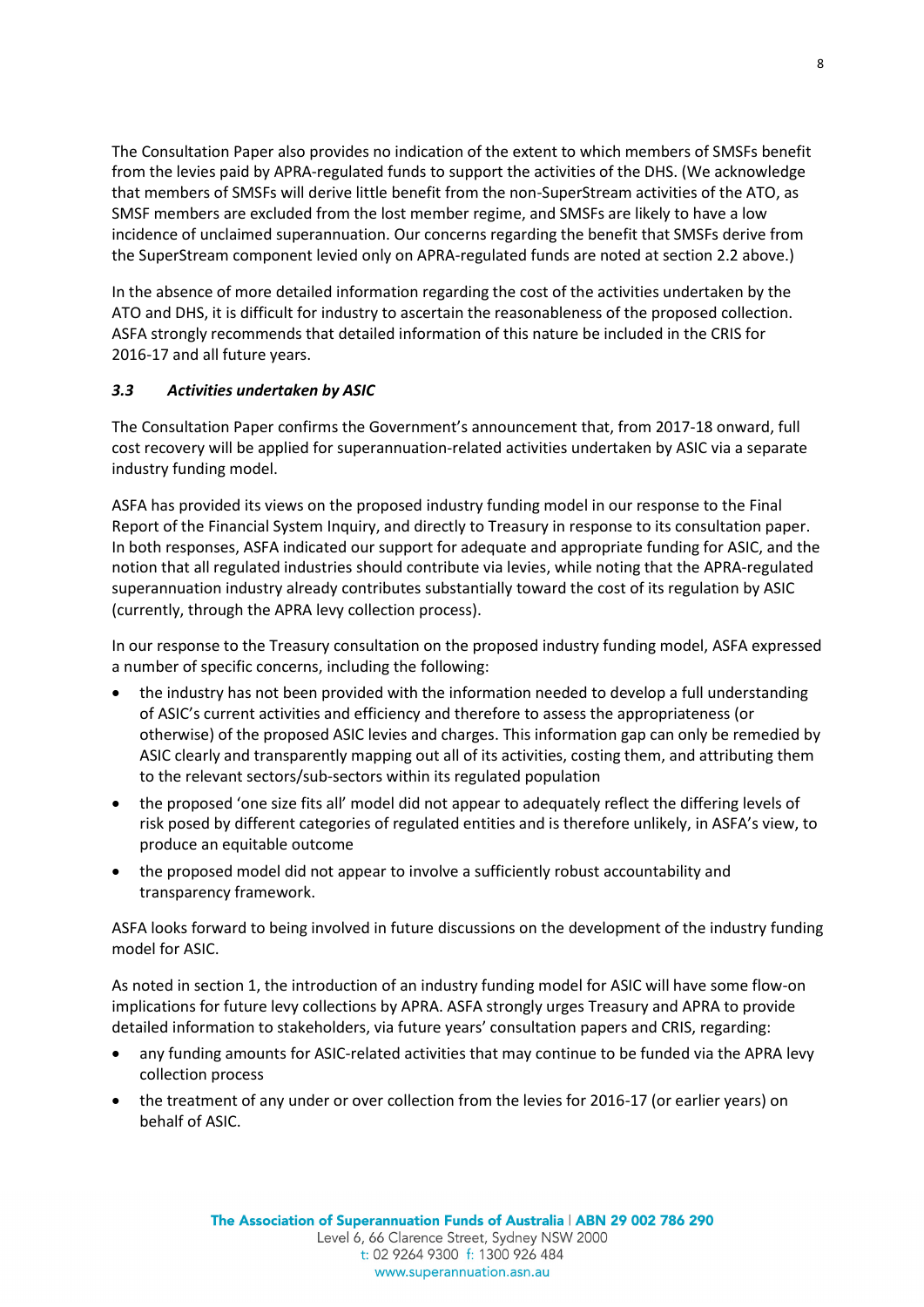The Consultation Paper also provides no indication of the extent to which members of SMSFs benefit from the levies paid by APRA-regulated funds to support the activities of the DHS. (We acknowledge that members of SMSFs will derive little benefit from the non-SuperStream activities of the ATO, as SMSF members are excluded from the lost member regime, and SMSFs are likely to have a low incidence of unclaimed superannuation. Our concerns regarding the benefit that SMSFs derive from the SuperStream component levied only on APRA-regulated funds are noted at section 2.2 above.)

In the absence of more detailed information regarding the cost of the activities undertaken by the ATO and DHS, it is difficult for industry to ascertain the reasonableness of the proposed collection. ASFA strongly recommends that detailed information of this nature be included in the CRIS for 2016-17 and all future years.

### *3.3 Activities undertaken by ASIC*

The Consultation Paper confirms the Government's announcement that, from 2017-18 onward, full cost recovery will be applied for superannuation-related activities undertaken by ASIC via a separate industry funding model.

ASFA has provided its views on the proposed industry funding model in our response to the Final Report of the Financial System Inquiry, and directly to Treasury in response to its consultation paper. In both responses, ASFA indicated our support for adequate and appropriate funding for ASIC, and the notion that all regulated industries should contribute via levies, while noting that the APRA-regulated superannuation industry already contributes substantially toward the cost of its regulation by ASIC (currently, through the APRA levy collection process).

In our response to the Treasury consultation on the proposed industry funding model, ASFA expressed a number of specific concerns, including the following:

- the industry has not been provided with the information needed to develop a full understanding of ASIC's current activities and efficiency and therefore to assess the appropriateness (or otherwise) of the proposed ASIC levies and charges. This information gap can only be remedied by ASIC clearly and transparently mapping out all of its activities, costing them, and attributing them to the relevant sectors/sub-sectors within its regulated population
- the proposed 'one size fits all' model did not appear to adequately reflect the differing levels of risk posed by different categories of regulated entities and is therefore unlikely, in ASFA's view, to produce an equitable outcome
- the proposed model did not appear to involve a sufficiently robust accountability and transparency framework.

ASFA looks forward to being involved in future discussions on the development of the industry funding model for ASIC.

As noted in section 1, the introduction of an industry funding model for ASIC will have some flow-on implications for future levy collections by APRA. ASFA strongly urges Treasury and APRA to provide detailed information to stakeholders, via future years' consultation papers and CRIS, regarding:

- any funding amounts for ASIC-related activities that may continue to be funded via the APRA levy collection process
- the treatment of any under or over collection from the levies for 2016-17 (or earlier years) on behalf of ASIC.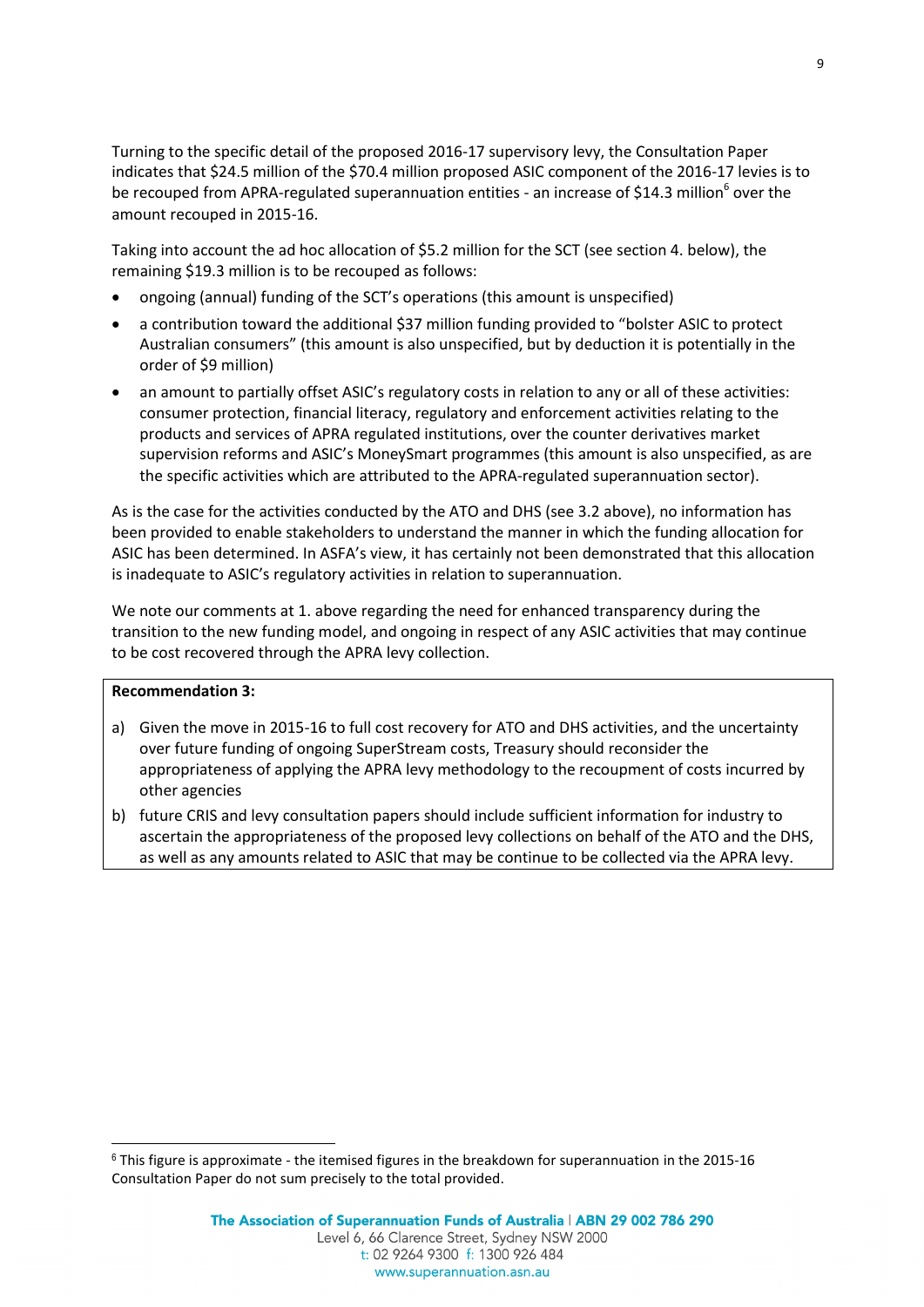Turning to the specific detail of the proposed 2016-17 supervisory levy, the Consultation Paper indicates that $24.5 million of the $70.4 million proposed ASIC component of the 2016-17 levies is to be recouped from APRA-regulated superannuation entities - an increase of $14.3 million[6] over the amount recouped in 2015-16.

Taking into account the ad hoc allocation of $5.2 million for the SCT (see section 4. below), the remaining $19.3 million is to be recouped as follows:

- ongoing (annual) funding of the SCT's operations (this amount is unspecified)
- a contribution toward the additional $37 million funding provided to "bolster ASIC to protect Australian consumers" (this amount is also unspecified, but by deduction it is potentially in the order of $9 million)
- an amount to partially offset ASIC's regulatory costs in relation to any or all of these activities: consumer protection, financial literacy, regulatory and enforcement activities relating to the products and services of APRA regulated institutions, over the counter derivatives market supervision reforms and ASIC's MoneySmart programmes (this amount is also unspecified, as are the specific activities which are attributed to the APRA-regulated superannuation sector).

As is the case for the activities conducted by the ATO and DHS (see 3.2 above), no information has been provided to enable stakeholders to understand the manner in which the funding allocation for ASIC has been determined. In ASFA's view, it has certainly not been demonstrated that this allocation is inadequate to ASIC's regulatory activities in relation to superannuation.

We note our comments at 1. above regarding the need for enhanced transparency during the transition to the new funding model, and ongoing in respect of any ASIC activities that may continue to be cost recovered through the APRA levy collection.

**Recommendation 3:**

a) Given the move in 2015-16 to full cost recovery for ATO and DHS activities, and the uncertainty over future funding of ongoing SuperStream costs, Treasury should reconsider the appropriateness of applying the APRA levy methodology to the recoupment of costs incurred by other agencies

b) future CRIS and levy consultation papers should include sufficient information for industry to ascertain the appropriateness of the proposed levy collections on behalf of the ATO and the DHS, as well as any amounts related to ASIC that may be continue to be collected via the APRA levy.

---

[6] This figure is approximate - the itemised figures in the breakdown for superannuation in the 2015-16 Consultation Paper do not sum precisely to the total provided.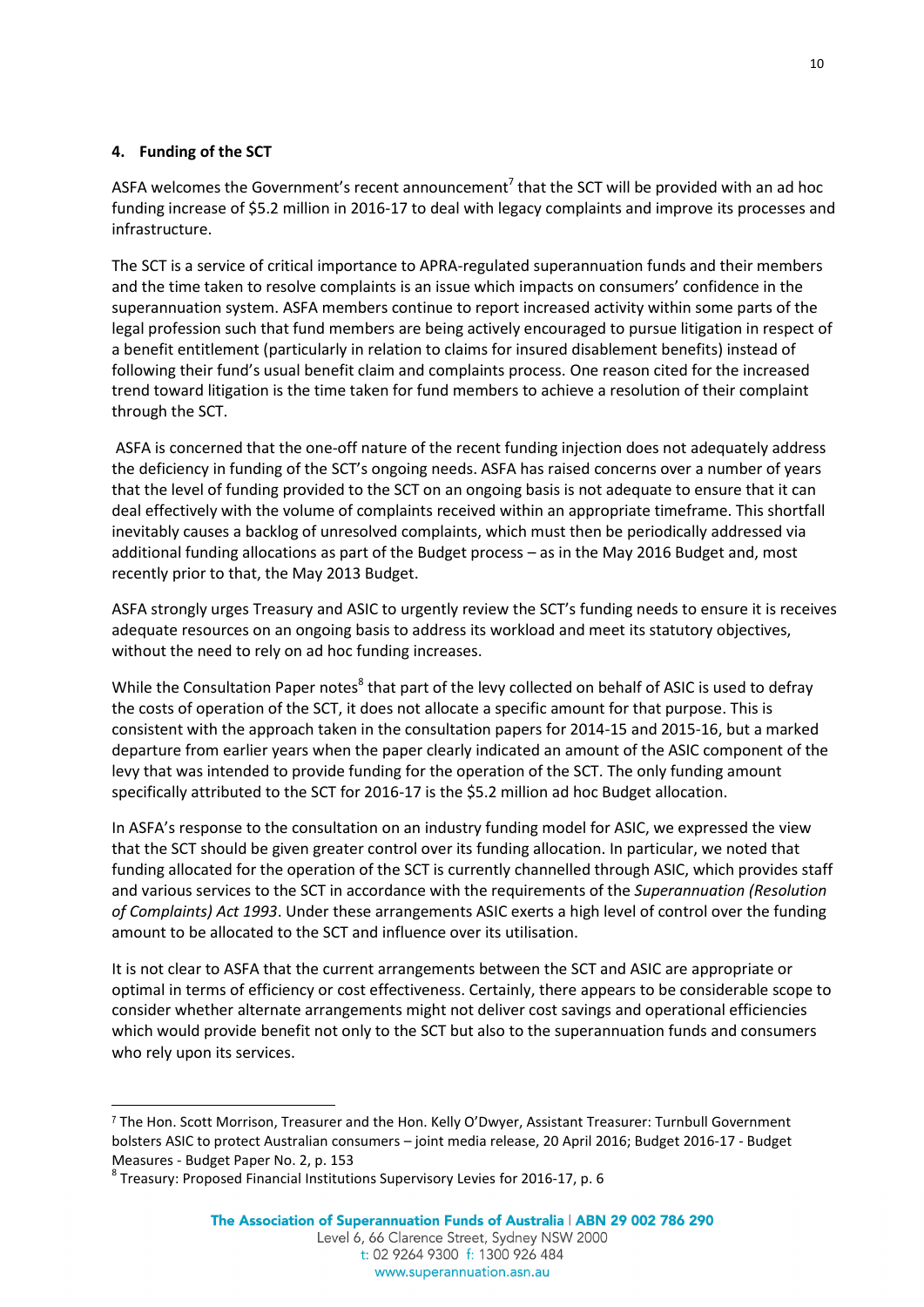## 4. Funding of the SCT

ASFA welcomes the Government's recent announcement[7] that the SCT will be provided with an ad hoc funding increase of $5.2 million in 2016-17 to deal with legacy complaints and improve its processes and infrastructure.

The SCT is a service of critical importance to APRA-regulated superannuation funds and their members and the time taken to resolve complaints is an issue which impacts on consumers' confidence in the superannuation system. ASFA members continue to report increased activity within some parts of the legal profession such that fund members are being actively encouraged to pursue litigation in respect of a benefit entitlement (particularly in relation to claims for insured disablement benefits) instead of following their fund's usual benefit claim and complaints process. One reason cited for the increased trend toward litigation is the time taken for fund members to achieve a resolution of their complaint through the SCT.

ASFA is concerned that the one-off nature of the recent funding injection does not adequately address the deficiency in funding of the SCT's ongoing needs. ASFA has raised concerns over a number of years that the level of funding provided to the SCT on an ongoing basis is not adequate to ensure that it can deal effectively with the volume of complaints received within an appropriate timeframe. This shortfall inevitably causes a backlog of unresolved complaints, which must then be periodically addressed via additional funding allocations as part of the Budget process – as in the May 2016 Budget and, most recently prior to that, the May 2013 Budget.

ASFA strongly urges Treasury and ASIC to urgently review the SCT's funding needs to ensure it is receives adequate resources on an ongoing basis to address its workload and meet its statutory objectives, without the need to rely on ad hoc funding increases.

While the Consultation Paper notes[8] that part of the levy collected on behalf of ASIC is used to defray the costs of operation of the SCT, it does not allocate a specific amount for that purpose. This is consistent with the approach taken in the consultation papers for 2014-15 and 2015-16, but a marked departure from earlier years when the paper clearly indicated an amount of the ASIC component of the levy that was intended to provide funding for the operation of the SCT. The only funding amount specifically attributed to the SCT for 2016-17 is the $5.2 million ad hoc Budget allocation.

In ASFA's response to the consultation on an industry funding model for ASIC, we expressed the view that the SCT should be given greater control over its funding allocation. In particular, we noted that funding allocated for the operation of the SCT is currently channelled through ASIC, which provides staff and various services to the SCT in accordance with the requirements of the *Superannuation (Resolution of Complaints) Act 1993*. Under these arrangements ASIC exerts a high level of control over the funding amount to be allocated to the SCT and influence over its utilisation.

It is not clear to ASFA that the current arrangements between the SCT and ASIC are appropriate or optimal in terms of efficiency or cost effectiveness. Certainly, there appears to be considerable scope to consider whether alternate arrangements might not deliver cost savings and operational efficiencies which would provide benefit not only to the SCT but also to the superannuation funds and consumers who rely upon its services.

---

[7] The Hon. Scott Morrison, Treasurer and the Hon. Kelly O'Dwyer, Assistant Treasurer: Turnbull Government bolsters ASIC to protect Australian consumers – joint media release, 20 April 2016; Budget 2016-17 - Budget Measures - Budget Paper No. 2, p. 153

[8] Treasury: Proposed Financial Institutions Supervisory Levies for 2016-17, p. 6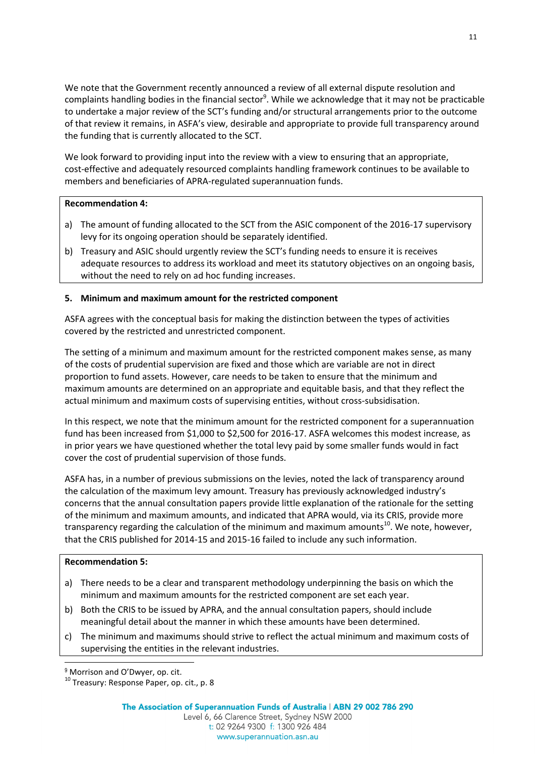We note that the Government recently announced a review of all external dispute resolution and complaints handling bodies in the financial sector[9]. While we acknowledge that it may not be practicable to undertake a major review of the SCT's funding and/or structural arrangements prior to the outcome of that review it remains, in ASFA's view, desirable and appropriate to provide full transparency around the funding that is currently allocated to the SCT.

We look forward to providing input into the review with a view to ensuring that an appropriate, cost-effective and adequately resourced complaints handling framework continues to be available to members and beneficiaries of APRA-regulated superannuation funds.

**Recommendation 4:**

a) The amount of funding allocated to the SCT from the ASIC component of the 2016-17 supervisory levy for its ongoing operation should be separately identified.

b) Treasury and ASIC should urgently review the SCT's funding needs to ensure it is receives adequate resources to address its workload and meet its statutory objectives on an ongoing basis, without the need to rely on ad hoc funding increases.

**5. Minimum and maximum amount for the restricted component**

ASFA agrees with the conceptual basis for making the distinction between the types of activities covered by the restricted and unrestricted component.

The setting of a minimum and maximum amount for the restricted component makes sense, as many of the costs of prudential supervision are fixed and those which are variable are not in direct proportion to fund assets. However, care needs to be taken to ensure that the minimum and maximum amounts are determined on an appropriate and equitable basis, and that they reflect the actual minimum and maximum costs of supervising entities, without cross-subsidisation.

In this respect, we note that the minimum amount for the restricted component for a superannuation fund has been increased from $1,000 to $2,500 for 2016-17. ASFA welcomes this modest increase, as in prior years we have questioned whether the total levy paid by some smaller funds would in fact cover the cost of prudential supervision of those funds.

ASFA has, in a number of previous submissions on the levies, noted the lack of transparency around the calculation of the maximum levy amount. Treasury has previously acknowledged industry's concerns that the annual consultation papers provide little explanation of the rationale for the setting of the minimum and maximum amounts, and indicated that APRA would, via its CRIS, provide more transparency regarding the calculation of the minimum and maximum amounts[10]. We note, however, that the CRIS published for 2014-15 and 2015-16 failed to include any such information.

**Recommendation 5:**

a) There needs to be a clear and transparent methodology underpinning the basis on which the minimum and maximum amounts for the restricted component are set each year.

b) Both the CRIS to be issued by APRA, and the annual consultation papers, should include meaningful detail about the manner in which these amounts have been determined.

c) The minimum and maximums should strive to reflect the actual minimum and maximum costs of supervising the entities in the relevant industries.

---

[9] Morrison and O'Dwyer, op. cit.

[10] Treasury: Response Paper, op. cit., p. 8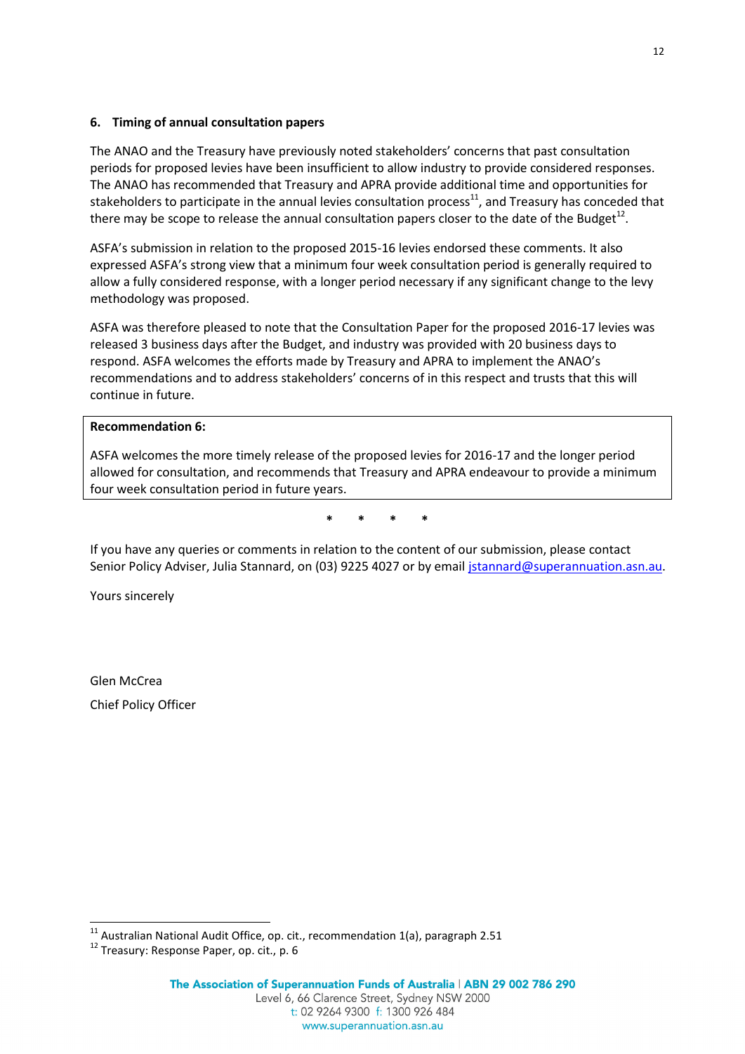**6. Timing of annual consultation papers**

The ANAO and the Treasury have previously noted stakeholders' concerns that past consultation periods for proposed levies have been insufficient to allow industry to provide considered responses. The ANAO has recommended that Treasury and APRA provide additional time and opportunities for stakeholders to participate in the annual levies consultation process[11], and Treasury has conceded that there may be scope to release the annual consultation papers closer to the date of the Budget[12].

ASFA's submission in relation to the proposed 2015-16 levies endorsed these comments. It also expressed ASFA's strong view that a minimum four week consultation period is generally required to allow a fully considered response, with a longer period necessary if any significant change to the levy methodology was proposed.

ASFA was therefore pleased to note that the Consultation Paper for the proposed 2016-17 levies was released 3 business days after the Budget, and industry was provided with 20 business days to respond. ASFA welcomes the efforts made by Treasury and APRA to implement the ANAO's recommendations and to address stakeholders' concerns of in this respect and trusts that this will continue in future.

**Recommendation 6:**

ASFA welcomes the more timely release of the proposed levies for 2016-17 and the longer period allowed for consultation, and recommends that Treasury and APRA endeavour to provide a minimum four week consultation period in future years.

\* \* \* \*

If you have any queries or comments in relation to the content of our submission, please contact Senior Policy Adviser, Julia Stannard, on (03) 9225 4027 or by email jstannard@superannuation.asn.au.

Yours sincerely

Glen McCrea

Chief Policy Officer

---

[11] Australian National Audit Office, op. cit., recommendation 1(a), paragraph 2.51

[12] Treasury: Response Paper, op. cit., p. 6

The Association of Superannuation Funds of Australia | ABN 29 002 786 290
Level 6, 66 Clarence Street, Sydney NSW 2000
t: 02 9264 9300 f: 1300 926 484
www.superannuation.asn.au